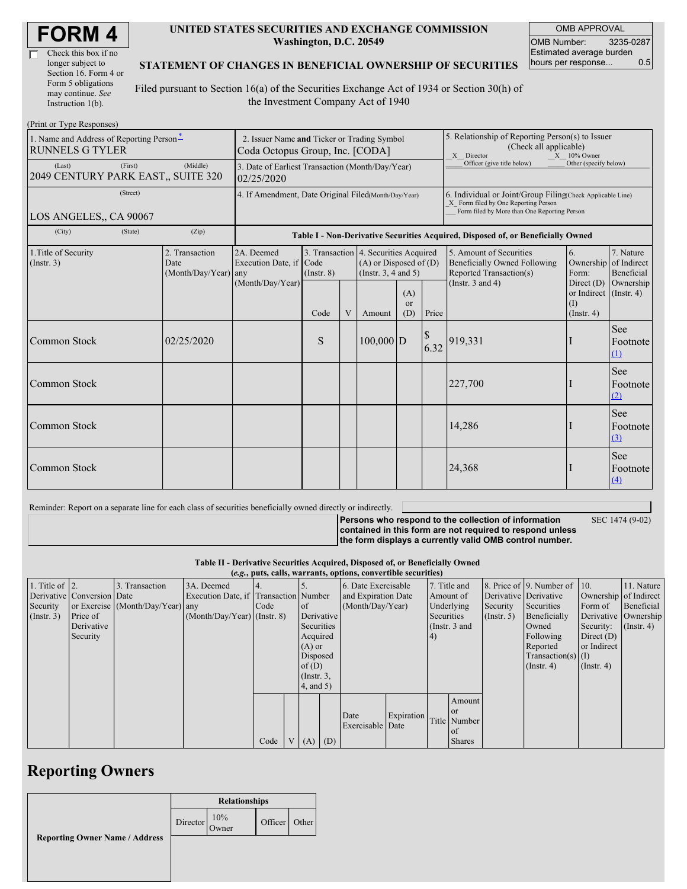# FORM 4

☐ Check this box if no longer subject to Section 16. Form 4 or Form 5 obligations may continue. *See* Instruction 1(b).

**UNITED STATES SECURITIES AND EXCHANGE COMMISSION**
**Washington, D.C. 20549**

**STATEMENT OF CHANGES IN BENEFICIAL OWNERSHIP OF SECURITIES**

Filed pursuant to Section 16(a) of the Securities Exchange Act of 1934 or Section 30(h) of the Investment Company Act of 1940

| OMB APPROVAL | |
|---|---|
| OMB Number: | 3235-0287 |
| Estimated average burden hours per response... | 0.5 |

(Print or Type Responses)

| 1. Name and Address of Reporting Person * | 2. Issuer Name and Ticker or Trading Symbol | 5. Relationship of Reporting Person(s) to Issuer (Check all applicable) |
|---|---|---|
| RUNNELS G TYLER | Coda Octopus Group, Inc. [CODA] | _X_ Director _X_ 10% Owner ___ Officer (give title below) ___ Other (specify below) |
| (Last) (First) (Middle) 2049 CENTURY PARK EAST,, SUITE 320 | 3. Date of Earliest Transaction (Month/Day/Year) 02/25/2020 | |
| (Street) LOS ANGELES,, CA 90067 | 4. If Amendment, Date Original Filed (Month/Day/Year) | 6. Individual or Joint/Group Filing (Check Applicable Line) _X_ Form filed by One Reporting Person ___ Form filed by More than One Reporting Person |
| (City) (State) (Zip) | | |

**Table I - Non-Derivative Securities Acquired, Disposed of, or Beneficially Owned**

| 1.Title of Security (Instr. 3) | 2. Transaction Date (Month/Day/Year) | 2A. Deemed Execution Date, if any (Month/Day/Year) | 3. Transaction Code (Instr. 8) | | 4. Securities Acquired (A) or Disposed of (D) (Instr. 3, 4 and 5) | | | 5. Amount of Securities Beneficially Owned Following Reported Transaction(s) (Instr. 3 and 4) | 6. Ownership Form: Direct (D) or Indirect (I) (Instr. 4) | 7. Nature of Indirect Beneficial Ownership (Instr. 4) |
|---|---|---|---|---|---|---|---|---|---|---|
| | | | Code | V | Amount | (A) or (D) | Price | | | |
| Common Stock | 02/25/2020 | | S | | 100,000 | D | $ 6.32 | 919,331 | I | See Footnote (1) |
| Common Stock | | | | | | | | 227,700 | I | See Footnote (2) |
| Common Stock | | | | | | | | 14,286 | I | See Footnote (3) |
| Common Stock | | | | | | | | 24,368 | I | See Footnote (4) |

Reminder: Report on a separate line for each class of securities beneficially owned directly or indirectly.

**Persons who respond to the collection of information contained in this form are not required to respond unless the form displays a currently valid OMB control number.** SEC 1474 (9-02)

**Table II - Derivative Securities Acquired, Disposed of, or Beneficially Owned**
**(*e.g.*, puts, calls, warrants, options, convertible securities)**

| 1. Title of Derivative Security (Instr. 3) | 2. Conversion or Exercise Price of Derivative Security | 3. Transaction Date (Month/Day/Year) | 3A. Deemed Execution Date, if any (Month/Day/Year) | 4. Transaction Code (Instr. 8) | | 5. Number of Derivative Securities Acquired (A) or Disposed of (D) (Instr. 3, 4, and 5) | | 6. Date Exercisable and Expiration Date (Month/Day/Year) | | 7. Title and Amount of Underlying Securities (Instr. 3 and 4) | | 8. Price of Derivative Security (Instr. 5) | 9. Number of Derivative Securities Beneficially Owned Following Reported Transaction(s) (Instr. 4) | 10. Ownership Form of Derivative Security: Direct (D) or Indirect (I) (Instr. 4) | 11. Nature of Indirect Beneficial Ownership (Instr. 4) |
|---|---|---|---|---|---|---|---|---|---|---|---|---|---|---|---|
| | | | | Code | V | (A) | (D) | Date Exercisable | Expiration Date | Title | Amount or Number of Shares | | | | |

## Reporting Owners

| Reporting Owner Name / Address | Relationships | | | |
|---|---|---|---|---|
| | Director | 10% Owner | Officer | Other |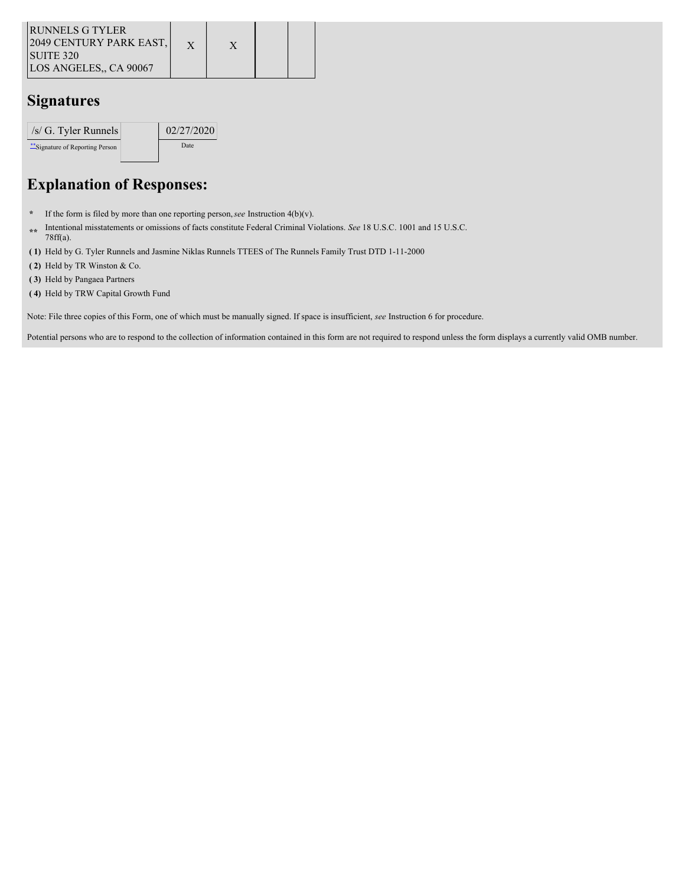| | | | | |
|---|---|---|---|---|
| RUNNELS G TYLER<br>2049 CENTURY PARK EAST,<br>SUITE 320<br>LOS ANGELES,, CA 90067 | X | X | | |

## Signatures

| /s/ G. Tyler Runnels | | 02/27/2020 |
|---|---|---|
| ** Signature of Reporting Person | | Date |

## Explanation of Responses:

\* If the form is filed by more than one reporting person, *see* Instruction 4(b)(v).

** Intentional misstatements or omissions of facts constitute Federal Criminal Violations. *See* 18 U.S.C. 1001 and 15 U.S.C. 78ff(a).

**( 1)** Held by G. Tyler Runnels and Jasmine Niklas Runnels TTEES of The Runnels Family Trust DTD 1-11-2000

**( 2)** Held by TR Winston & Co.

**( 3)** Held by Pangaea Partners

**( 4)** Held by TRW Capital Growth Fund

Note: File three copies of this Form, one of which must be manually signed. If space is insufficient, *see* Instruction 6 for procedure.

Potential persons who are to respond to the collection of information contained in this form are not required to respond unless the form displays a currently valid OMB number.